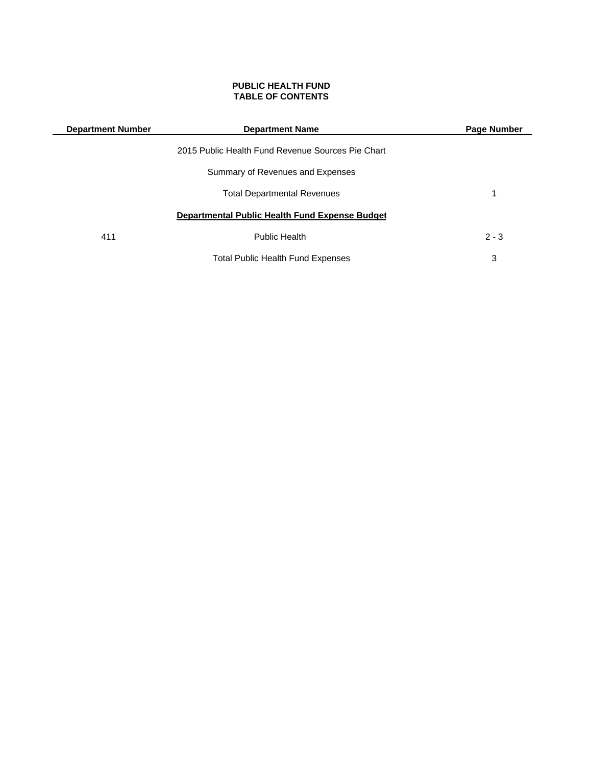# PUBLIC HEALTH FUND
## TABLE OF CONTENTS

| Department Number | Department Name | Page Number |
|---|---|---|
| | 2015 Public Health Fund Revenue Sources Pie Chart | |
| | Summary of Revenues and Expenses | |
| | Total Departmental Revenues | 1 |
| | **Departmental Public Health Fund Expense Budget** | |
| 411 | Public Health | 2 - 3 |
| | Total Public Health Fund Expenses | 3 |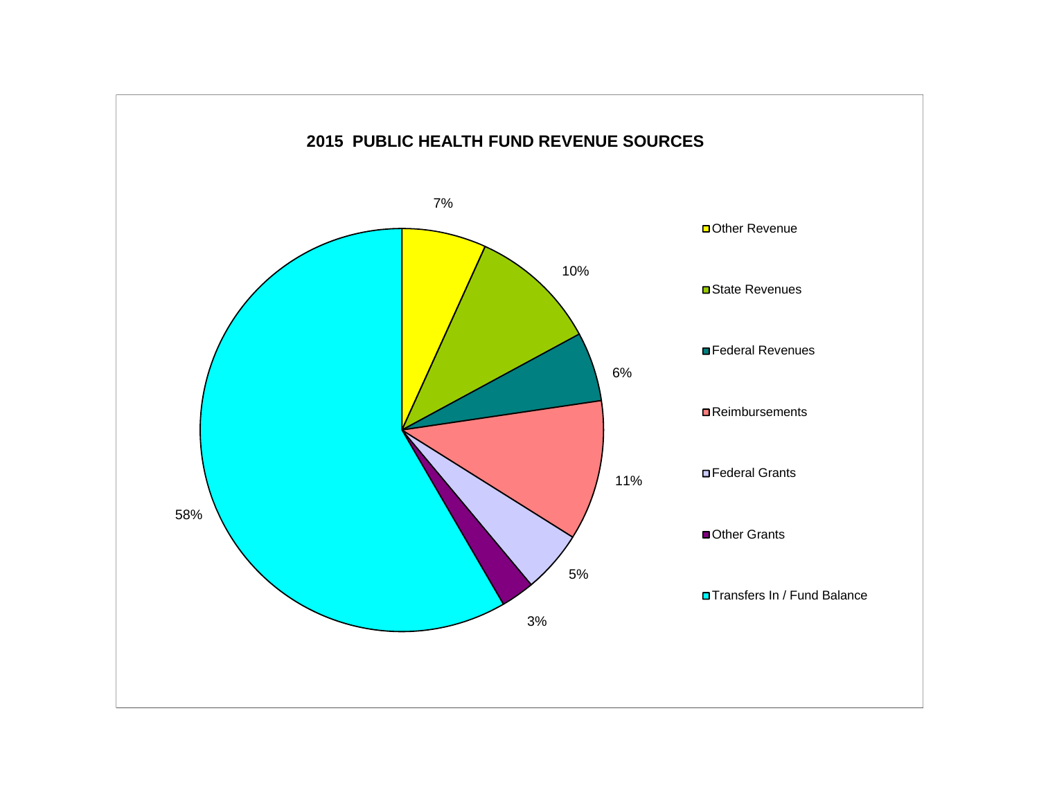## 2015 PUBLIC HEALTH FUND REVENUE SOURCES

| Revenue Source | Percentage |
| --- | --- |
| Other Revenue | 7% |
| State Revenues | 10% |
| Federal Revenues | 6% |
| Reimbursements | 11% |
| Federal Grants | 5% |
| Other Grants | 3% |
| Transfers In / Fund Balance | 58% |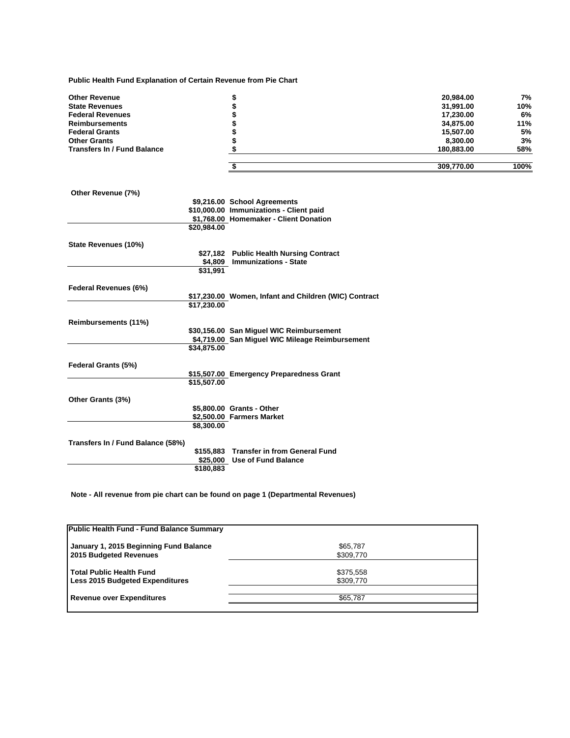**Public Health Fund Explanation of Certain Revenue from Pie Chart**

| | | | |
|---|---|---|---|
| **Other Revenue** | **$** | **20,984.00** | **7%** |
| **State Revenues** | **$** | **31,991.00** | **10%** |
| **Federal Revenues** | **$** | **17,230.00** | **6%** |
| **Reimbursements** | **$** | **34,875.00** | **11%** |
| **Federal Grants** | **$** | **15,507.00** | **5%** |
| **Other Grants** | **$** | **8,300.00** | **3%** |
| **Transfers In / Fund Balance** | **$** | **180,883.00** | **58%** |
| | **$** | **309,770.00** | **100%** |

**Other Revenue (7%)**

| | | |
|---|---|---|
| | $9,216.00 | School Agreements |
| | $10,000.00 | Immunizations - Client paid |
| | $1,768.00 | Homemaker - Client Donation |
| | $20,984.00 | |

**State Revenues (10%)**

| | | |
|---|---|---|
| | $27,182 | Public Health Nursing Contract |
| | $4,809 | Immunizations - State |
| | $31,991 | |

**Federal Revenues (6%)**

| | | |
|---|---|---|
| | $17,230.00 | Women, Infant and Children (WIC) Contract |
| | $17,230.00 | |

**Reimbursements (11%)**

| | | |
|---|---|---|
| | $30,156.00 | San Miguel WIC Reimbursement |
| | $4,719.00 | San Miguel WIC Mileage Reimbursement |
| | $34,875.00 | |

**Federal Grants (5%)**

| | | |
|---|---|---|
| | $15,507.00 | Emergency Preparedness Grant |
| | $15,507.00 | |

**Other Grants (3%)**

| | | |
|---|---|---|
| | $5,800.00 | Grants - Other |
| | $2,500.00 | Farmers Market |
| | $8,300.00 | |

**Transfers In / Fund Balance (58%)**

| | | |
|---|---|---|
| | $155,883 | Transfer in from General Fund |
| | $25,000 | Use of Fund Balance |
| | $180,883 | |

**Note - All revenue from pie chart can be found on page 1 (Departmental Revenues)**

| **Public Health Fund - Fund Balance Summary** | |
|---|---|
| **January 1, 2015 Beginning Fund Balance** | $65,787 |
| **2015 Budgeted Revenues** | $309,770 |
| **Total Public Health Fund** | $375,558 |
| **Less 2015 Budgeted Expenditures** | $309,770 |
| **Revenue over Expenditures** | $65,787 |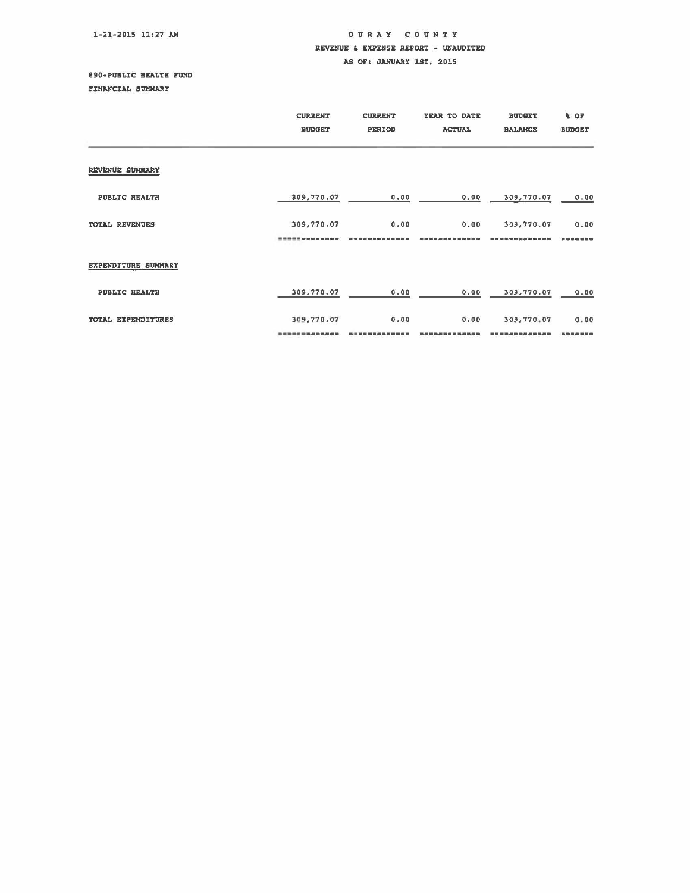1-21-2015 11:27 AM

# OURAY COUNTY

## REVENUE & EXPENSE REPORT - UNAUDITED

## AS OF: JANUARY 1ST, 2015

890-PUBLIC HEALTH FUND

FINANCIAL SUMMARY

| | CURRENT BUDGET | CURRENT PERIOD | YEAR TO DATE ACTUAL | BUDGET BALANCE | % OF BUDGET |
|---|---|---|---|---|---|
| REVENUE SUMMARY | | | | | |
| PUBLIC HEALTH | 309,770.07 | 0.00 | 0.00 | 309,770.07 | 0.00 |
| TOTAL REVENUES | 309,770.07 | 0.00 | 0.00 | 309,770.07 | 0.00 |
| EXPENDITURE SUMMARY | | | | | |
| PUBLIC HEALTH | 309,770.07 | 0.00 | 0.00 | 309,770.07 | 0.00 |
| TOTAL EXPENDITURES | 309,770.07 | 0.00 | 0.00 | 309,770.07 | 0.00 |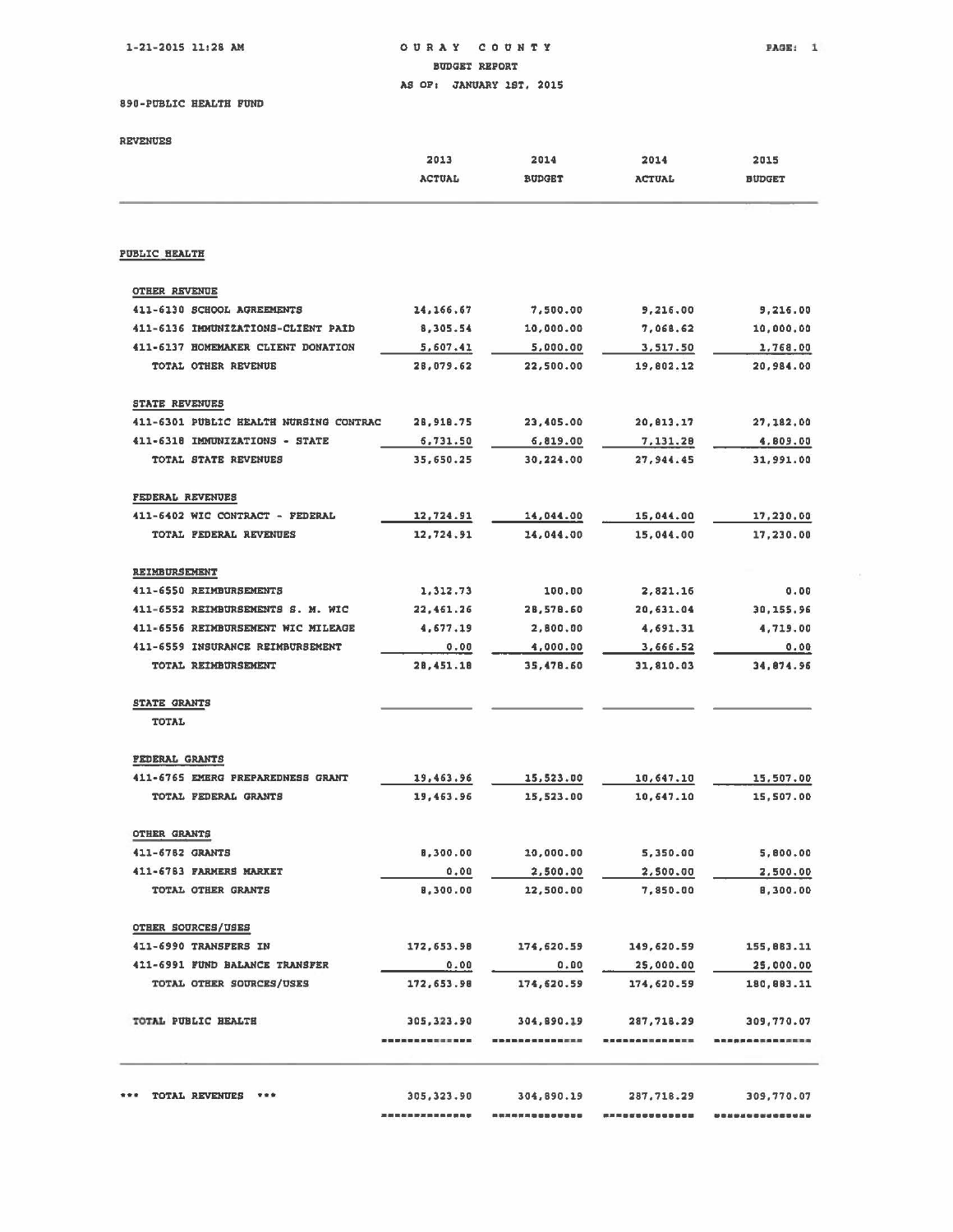# OURAY COUNTY

BUDGET REPORT

AS OF: JANUARY 1ST, 2015

1-21-2015 11:28 AM

890-PUBLIC HEALTH FUND

REVENUES

| | 2013 ACTUAL | 2014 BUDGET | 2014 ACTUAL | 2015 BUDGET |
|---|---|---|---|---|
| **PUBLIC HEALTH** | | | | |
| **OTHER REVENUE** | | | | |
| 411-6130 SCHOOL AGREEMENTS | 14,166.67 | 7,500.00 | 9,216.00 | 9,216.00 |
| 411-6136 IMMUNIZATIONS-CLIENT PAID | 8,305.54 | 10,000.00 | 7,068.62 | 10,000.00 |
| 411-6137 HOMEMAKER CLIENT DONATION | 5,607.41 | 5,000.00 | 3,517.50 | 1,768.00 |
| TOTAL OTHER REVENUE | 28,079.62 | 22,500.00 | 19,802.12 | 20,984.00 |
| **STATE REVENUES** | | | | |
| 411-6301 PUBLIC HEALTH NURSING CONTRAC | 28,918.75 | 23,405.00 | 20,813.17 | 27,182.00 |
| 411-6318 IMMUNIZATIONS - STATE | 6,731.50 | 6,819.00 | 7,131.28 | 4,809.00 |
| TOTAL STATE REVENUES | 35,650.25 | 30,224.00 | 27,944.45 | 31,991.00 |
| **FEDERAL REVENUES** | | | | |
| 411-6402 WIC CONTRACT - FEDERAL | 12,724.91 | 14,044.00 | 15,044.00 | 17,230.00 |
| TOTAL FEDERAL REVENUES | 12,724.91 | 14,044.00 | 15,044.00 | 17,230.00 |
| **REIMBURSEMENT** | | | | |
| 411-6550 REIMBURSEMENTS | 1,312.73 | 100.00 | 2,821.16 | 0.00 |
| 411-6552 REIMBURSEMENTS S. M. WIC | 22,461.26 | 28,578.60 | 20,631.04 | 30,155.96 |
| 411-6556 REIMBURSEMENT WIC MILEAGE | 4,677.19 | 2,800.00 | 4,691.31 | 4,719.00 |
| 411-6559 INSURANCE REIMBURSEMENT | 0.00 | 4,000.00 | 3,666.52 | 0.00 |
| TOTAL REIMBURSEMENT | 28,451.18 | 35,478.60 | 31,810.03 | 34,874.96 |
| **STATE GRANTS** | | | | |
| TOTAL | | | | |
| **FEDERAL GRANTS** | | | | |
| 411-6765 EMERG PREPAREDNESS GRANT | 19,463.96 | 15,523.00 | 10,647.10 | 15,507.00 |
| TOTAL FEDERAL GRANTS | 19,463.96 | 15,523.00 | 10,647.10 | 15,507.00 |
| **OTHER GRANTS** | | | | |
| 411-6782 GRANTS | 8,300.00 | 10,000.00 | 5,350.00 | 5,800.00 |
| 411-6783 FARMERS MARKET | 0.00 | 2,500.00 | 2,500.00 | 2,500.00 |
| TOTAL OTHER GRANTS | 8,300.00 | 12,500.00 | 7,850.00 | 8,300.00 |
| **OTHER SOURCES/USES** | | | | |
| 411-6990 TRANSFERS IN | 172,653.98 | 174,620.59 | 149,620.59 | 155,883.11 |
| 411-6991 FUND BALANCE TRANSFER | 0.00 | 0.00 | 25,000.00 | 25,000.00 |
| TOTAL OTHER SOURCES/USES | 172,653.98 | 174,620.59 | 174,620.59 | 180,883.11 |
| TOTAL PUBLIC HEALTH | 305,323.90 | 304,890.19 | 287,718.29 | 309,770.07 |
| *** TOTAL REVENUES *** | 305,323.90 | 304,890.19 | 287,718.29 | 309,770.07 |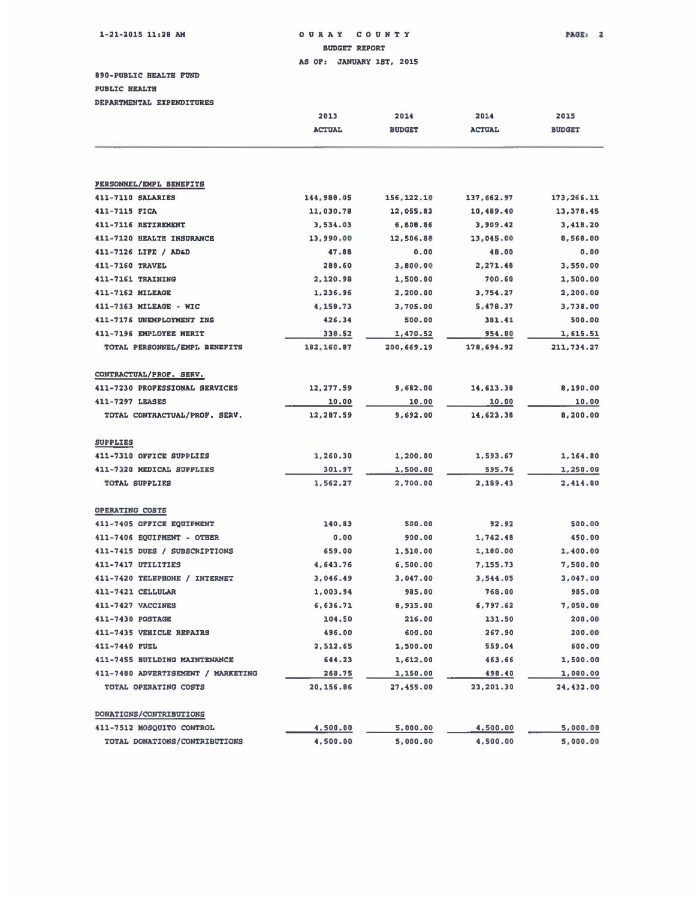1-21-2015 11:28 AM

# OURAY COUNTY

BUDGET REPORT

AS OF: JANUARY 1ST, 2015

890-PUBLIC HEALTH FUND

PUBLIC HEALTH

DEPARTMENTAL EXPENDITURES

| | 2013 ACTUAL | 2014 BUDGET | 2014 ACTUAL | 2015 BUDGET |
|---|---|---|---|---|
| **PERSONNEL/EMPL BENEFITS** | | | | |
| 411-7110 SALARIES | 144,988.05 | 156,122.10 | 137,662.97 | 173,266.11 |
| 411-7115 FICA | 11,030.78 | 12,055.83 | 10,489.40 | 13,378.45 |
| 411-7116 RETIREMENT | 3,534.03 | 6,808.86 | 3,909.42 | 3,418.20 |
| 411-7120 HEALTH INSURANCE | 13,990.00 | 12,506.88 | 13,045.00 | 8,568.00 |
| 411-7126 LIFE / AD&D | 47.88 | 0.00 | 48.00 | 0.00 |
| 411-7160 TRAVEL | 288.60 | 3,800.00 | 2,271.48 | 3,550.00 |
| 411-7161 TRAINING | 2,120.98 | 1,500.00 | 700.60 | 1,500.00 |
| 411-7162 MILEAGE | 1,236.96 | 2,200.00 | 3,754.27 | 2,200.00 |
| 411-7163 MILEAGE - WIC | 4,158.73 | 3,705.00 | 5,478.37 | 3,738.00 |
| 411-7176 UNEMPLOYMENT INS | 426.34 | 500.00 | 381.41 | 500.00 |
| 411-7196 EMPLOYEE MERIT | 338.52 | 1,470.52 | 954.00 | 1,615.51 |
| TOTAL PERSONNEL/EMPL BENEFITS | 182,160.87 | 200,669.19 | 178,694.92 | 211,734.27 |
| **CONTRACTUAL/PROF. SERV.** | | | | |
| 411-7230 PROFESSIONAL SERVICES | 12,277.59 | 9,682.00 | 14,613.38 | 8,190.00 |
| 411-7297 LEASES | 10.00 | 10.00 | 10.00 | 10.00 |
| TOTAL CONTRACTUAL/PROF. SERV. | 12,287.59 | 9,692.00 | 14,623.38 | 8,200.00 |
| **SUPPLIES** | | | | |
| 411-7310 OFFICE SUPPLIES | 1,260.30 | 1,200.00 | 1,593.67 | 1,164.80 |
| 411-7320 MEDICAL SUPPLIES | 301.97 | 1,500.00 | 595.76 | 1,250.00 |
| TOTAL SUPPLIES | 1,562.27 | 2,700.00 | 2,189.43 | 2,414.80 |
| **OPERATING COSTS** | | | | |
| 411-7405 OFFICE EQUIPMENT | 140.83 | 500.00 | 92.92 | 500.00 |
| 411-7406 EQUIPMENT - OTHER | 0.00 | 900.00 | 1,742.48 | 450.00 |
| 411-7415 DUES / SUBSCRIPTIONS | 659.00 | 1,510.00 | 1,180.00 | 1,400.00 |
| 411-7417 UTILITIES | 4,643.76 | 6,500.00 | 7,155.73 | 7,500.00 |
| 411-7420 TELEPHONE / INTERNET | 3,046.49 | 3,047.00 | 3,544.05 | 3,047.00 |
| 411-7421 CELLULAR | 1,003.94 | 985.00 | 768.00 | 985.00 |
| 411-7427 VACCINES | 6,636.71 | 8,935.00 | 6,797.62 | 7,050.00 |
| 411-7430 POSTAGE | 104.50 | 216.00 | 131.50 | 200.00 |
| 411-7435 VEHICLE REPAIRS | 496.00 | 600.00 | 267.90 | 200.00 |
| 411-7440 FUEL | 2,512.65 | 1,500.00 | 559.04 | 600.00 |
| 411-7455 BUILDING MAINTENANCE | 644.23 | 1,612.00 | 463.66 | 1,500.00 |
| 411-7480 ADVERTISEMENT / MARKETING | 268.75 | 1,150.00 | 498.40 | 1,000.00 |
| TOTAL OPERATING COSTS | 20,156.86 | 27,455.00 | 23,201.30 | 24,432.00 |
| **DONATIONS/CONTRIBUTIONS** | | | | |
| 411-7512 MOSQUITO CONTROL | 4,500.00 | 5,000.00 | 4,500.00 | 5,000.00 |
| TOTAL DONATIONS/CONTRIBUTIONS | 4,500.00 | 5,000.00 | 4,500.00 | 5,000.00 |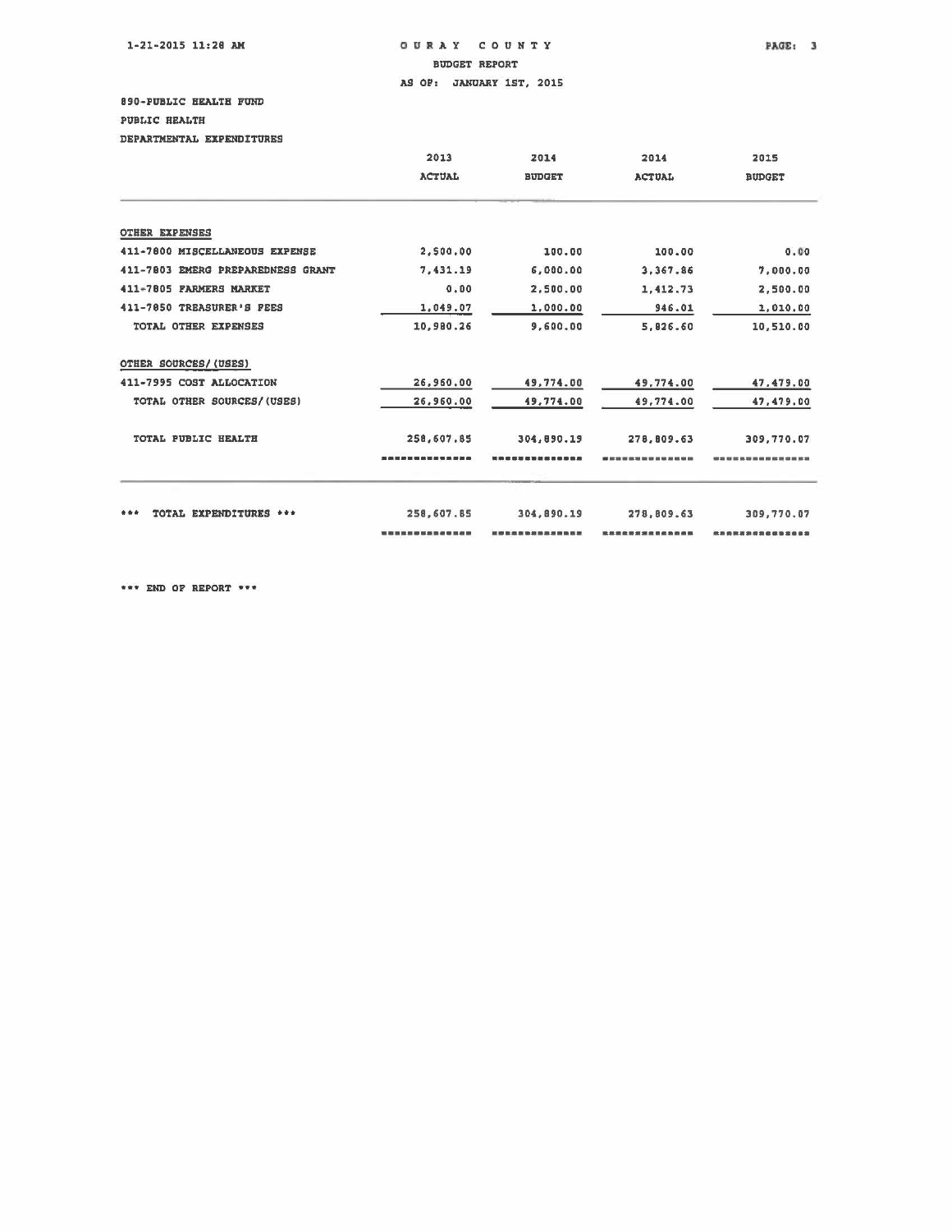OURAY COUNTY

BUDGET REPORT

AS OF: JANUARY 1ST, 2015

890-PUBLIC HEALTH FUND

PUBLIC HEALTH

DEPARTMENTAL EXPENDITURES

| | 2013 ACTUAL | 2014 BUDGET | 2014 ACTUAL | 2015 BUDGET |
|---|---|---|---|---|
| OTHER EXPENSES | | | | |
| 411-7800 MISCELLANEOUS EXPENSE | 2,500.00 | 100.00 | 100.00 | 0.00 |
| 411-7803 EMERG PREPAREDNESS GRANT | 7,431.19 | 6,000.00 | 3,367.86 | 7,000.00 |
| 411-7805 FARMERS MARKET | 0.00 | 2,500.00 | 1,412.73 | 2,500.00 |
| 411-7850 TREASURER'S FEES | 1,049.07 | 1,000.00 | 946.01 | 1,010.00 |
| TOTAL OTHER EXPENSES | 10,980.26 | 9,600.00 | 5,826.60 | 10,510.00 |
| OTHER SOURCES/(USES) | | | | |
| 411-7995 COST ALLOCATION | 26,960.00 | 49,774.00 | 49,774.00 | 47,479.00 |
| TOTAL OTHER SOURCES/(USES) | 26,960.00 | 49,774.00 | 49,774.00 | 47,479.00 |
| TOTAL PUBLIC HEALTH | 258,607.85 | 304,890.19 | 278,809.63 | 309,770.07 |
| *** TOTAL EXPENDITURES *** | 258,607.85 | 304,890.19 | 278,809.63 | 309,770.07 |

*** END OF REPORT ***